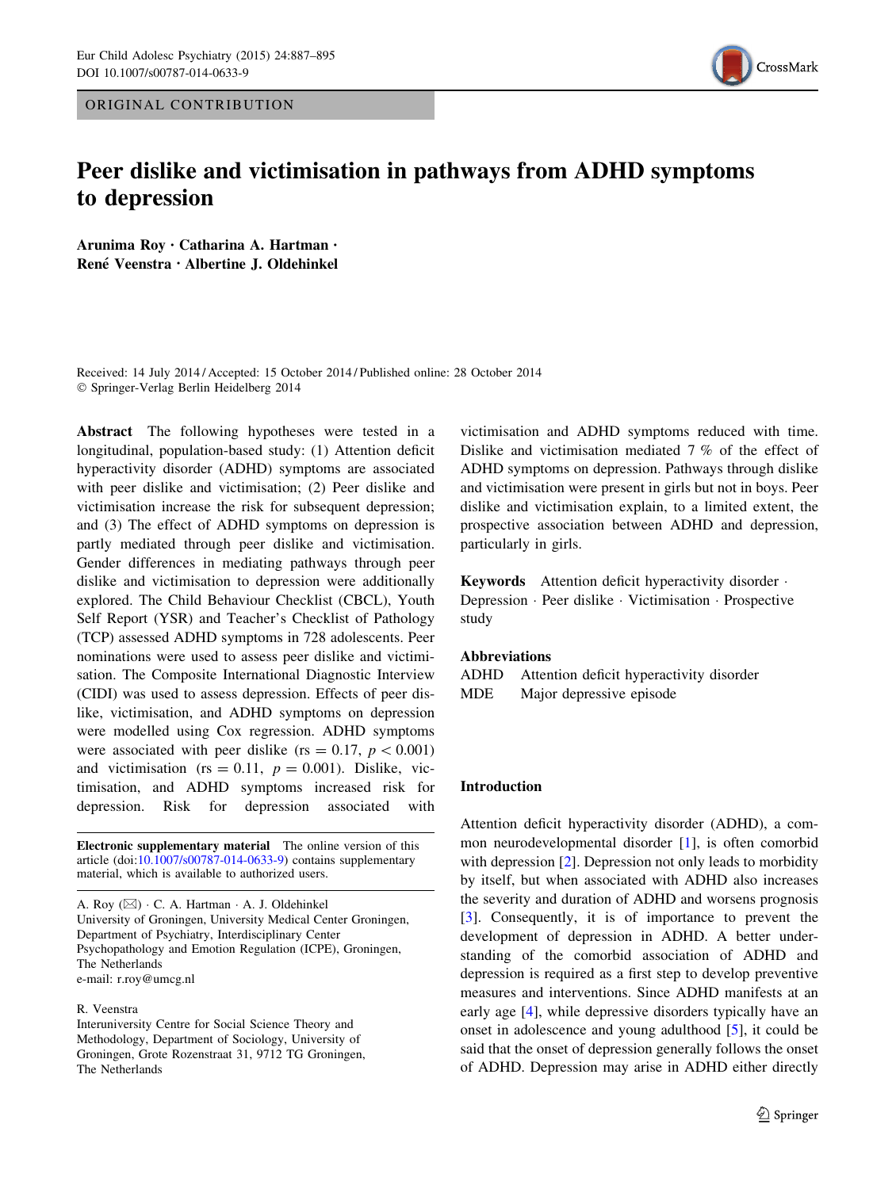ORIGINAL CONTRIBUTION

# Peer dislike and victimisation in pathways from ADHD symptoms to depression

**Arunima Roy · Catharina A. Hartman · René Veenstra · Albertine J. Oldehinkel**

Received: 14 July 2014 / Accepted: 15 October 2014 / Published online: 28 October 2014
© Springer-Verlag Berlin Heidelberg 2014

**Abstract** The following hypotheses were tested in a longitudinal, population-based study: (1) Attention deficit hyperactivity disorder (ADHD) symptoms are associated with peer dislike and victimisation; (2) Peer dislike and victimisation increase the risk for subsequent depression; and (3) The effect of ADHD symptoms on depression is partly mediated through peer dislike and victimisation. Gender differences in mediating pathways through peer dislike and victimisation to depression were additionally explored. The Child Behaviour Checklist (CBCL), Youth Self Report (YSR) and Teacher's Checklist of Pathology (TCP) assessed ADHD symptoms in 728 adolescents. Peer nominations were used to assess peer dislike and victimisation. The Composite International Diagnostic Interview (CIDI) was used to assess depression. Effects of peer dislike, victimisation, and ADHD symptoms on depression were modelled using Cox regression. ADHD symptoms were associated with peer dislike ($rs = 0.17$, $p < 0.001$) and victimisation ($rs = 0.11$, $p = 0.001$). Dislike, victimisation, and ADHD symptoms increased risk for depression. Risk for depression associated with victimisation and ADHD symptoms reduced with time. Dislike and victimisation mediated 7 % of the effect of ADHD symptoms on depression. Pathways through dislike and victimisation were present in girls but not in boys. Peer dislike and victimisation explain, to a limited extent, the prospective association between ADHD and depression, particularly in girls.

**Keywords** Attention deficit hyperactivity disorder · Depression · Peer dislike · Victimisation · Prospective study

**Abbreviations**

ADHD Attention deficit hyperactivity disorder
MDE Major depressive episode

**Electronic supplementary material** The online version of this article (doi:10.1007/s00787-014-0633-9) contains supplementary material, which is available to authorized users.

A. Roy (✉) · C. A. Hartman · A. J. Oldehinkel
University of Groningen, University Medical Center Groningen, Department of Psychiatry, Interdisciplinary Center Psychopathology and Emotion Regulation (ICPE), Groningen, The Netherlands
e-mail: r.roy@umcg.nl

R. Veenstra
Interuniversity Centre for Social Science Theory and Methodology, Department of Sociology, University of Groningen, Grote Rozenstraat 31, 9712 TG Groningen, The Netherlands

## Introduction

Attention deficit hyperactivity disorder (ADHD), a common neurodevelopmental disorder [1], is often comorbid with depression [2]. Depression not only leads to morbidity by itself, but when associated with ADHD also increases the severity and duration of ADHD and worsens prognosis [3]. Consequently, it is of importance to prevent the development of depression in ADHD. A better understanding of the comorbid association of ADHD and depression is required as a first step to develop preventive measures and interventions. Since ADHD manifests at an early age [4], while depressive disorders typically have an onset in adolescence and young adulthood [5], it could be said that the onset of depression generally follows the onset of ADHD. Depression may arise in ADHD either directly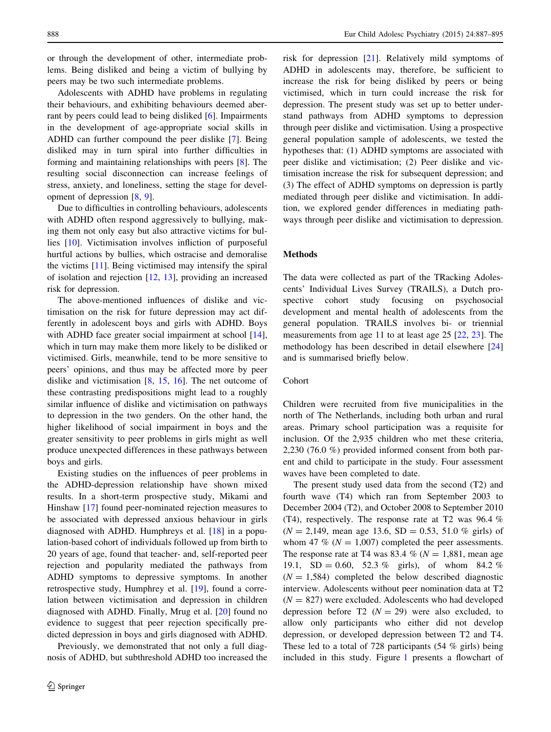or through the development of other, intermediate problems. Being disliked and being a victim of bullying by peers may be two such intermediate problems.

Adolescents with ADHD have problems in regulating their behaviours, and exhibiting behaviours deemed aberrant by peers could lead to being disliked [6]. Impairments in the development of age-appropriate social skills in ADHD can further compound the peer dislike [7]. Being disliked may in turn spiral into further difficulties in forming and maintaining relationships with peers [8]. The resulting social disconnection can increase feelings of stress, anxiety, and loneliness, setting the stage for development of depression [8, 9].

Due to difficulties in controlling behaviours, adolescents with ADHD often respond aggressively to bullying, making them not only easy but also attractive victims for bullies [10]. Victimisation involves infliction of purposeful hurtful actions by bullies, which ostracise and demoralise the victims [11]. Being victimised may intensify the spiral of isolation and rejection [12, 13], providing an increased risk for depression.

The above-mentioned influences of dislike and victimisation on the risk for future depression may act differently in adolescent boys and girls with ADHD. Boys with ADHD face greater social impairment at school [14], which in turn may make them more likely to be disliked or victimised. Girls, meanwhile, tend to be more sensitive to peers' opinions, and thus may be affected more by peer dislike and victimisation [8, 15, 16]. The net outcome of these contrasting predispositions might lead to a roughly similar influence of dislike and victimisation on pathways to depression in the two genders. On the other hand, the higher likelihood of social impairment in boys and the greater sensitivity to peer problems in girls might as well produce unexpected differences in these pathways between boys and girls.

Existing studies on the influences of peer problems in the ADHD-depression relationship have shown mixed results. In a short-term prospective study, Mikami and Hinshaw [17] found peer-nominated rejection measures to be associated with depressed anxious behaviour in girls diagnosed with ADHD. Humphreys et al. [18] in a population-based cohort of individuals followed up from birth to 20 years of age, found that teacher- and, self-reported peer rejection and popularity mediated the pathways from ADHD symptoms to depressive symptoms. In another retrospective study, Humphrey et al. [19], found a correlation between victimisation and depression in children diagnosed with ADHD. Finally, Mrug et al. [20] found no evidence to suggest that peer rejection specifically predicted depression in boys and girls diagnosed with ADHD.

Previously, we demonstrated that not only a full diagnosis of ADHD, but subthreshold ADHD too increased the risk for depression [21]. Relatively mild symptoms of ADHD in adolescents may, therefore, be sufficient to increase the risk for being disliked by peers or being victimised, which in turn could increase the risk for depression. The present study was set up to better understand pathways from ADHD symptoms to depression through peer dislike and victimisation. Using a prospective general population sample of adolescents, we tested the hypotheses that: (1) ADHD symptoms are associated with peer dislike and victimisation; (2) Peer dislike and victimisation increase the risk for subsequent depression; and (3) The effect of ADHD symptoms on depression is partly mediated through peer dislike and victimisation. In addition, we explored gender differences in mediating pathways through peer dislike and victimisation to depression.

## Methods

The data were collected as part of the TRacking Adolescents' Individual Lives Survey (TRAILS), a Dutch prospective cohort study focusing on psychosocial development and mental health of adolescents from the general population. TRAILS involves bi- or triennial measurements from age 11 to at least age 25 [22, 23]. The methodology has been described in detail elsewhere [24] and is summarised briefly below.

### Cohort

Children were recruited from five municipalities in the north of The Netherlands, including both urban and rural areas. Primary school participation was a requisite for inclusion. Of the 2,935 children who met these criteria, 2,230 (76.0 %) provided informed consent from both parent and child to participate in the study. Four assessment waves have been completed to date.

The present study used data from the second (T2) and fourth wave (T4) which ran from September 2003 to December 2004 (T2), and October 2008 to September 2010 (T4), respectively. The response rate at T2 was 96.4 % ($N = 2{,}149$, mean age 13.6, $SD = 0.53$, 51.0 % girls) of whom 47 % ($N = 1{,}007$) completed the peer assessments. The response rate at T4 was 83.4 % ($N = 1{,}881$, mean age 19.1, $SD = 0.60$, 52.3 % girls), of whom 84.2 % ($N = 1{,}584$) completed the below described diagnostic interview. Adolescents without peer nomination data at T2 ($N = 827$) were excluded. Adolescents who had developed depression before T2 ($N = 29$) were also excluded, to allow only participants who either did not develop depression, or developed depression between T2 and T4. These led to a total of 728 participants (54 % girls) being included in this study. Figure 1 presents a flowchart of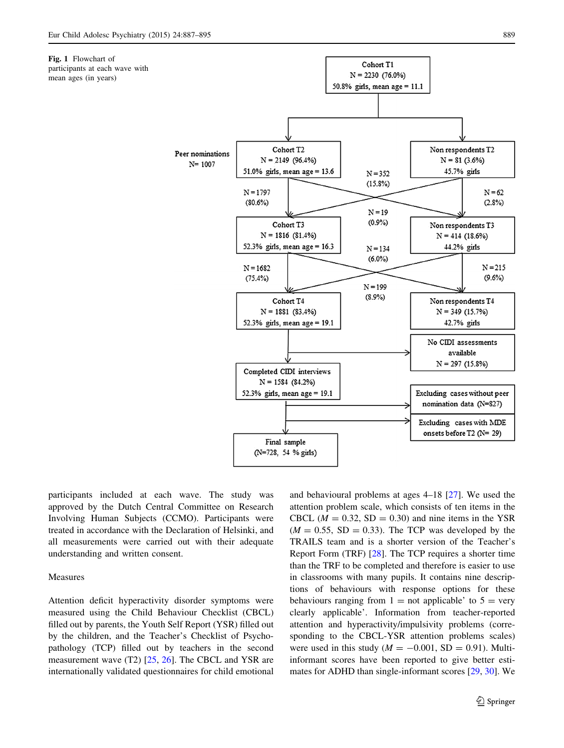Fig. 1 Flowchart of participants at each wave with mean ages (in years)

participants included at each wave. The study was approved by the Dutch Central Committee on Research Involving Human Subjects (CCMO). Participants were treated in accordance with the Declaration of Helsinki, and all measurements were carried out with their adequate understanding and written consent.

## Measures

Attention deficit hyperactivity disorder symptoms were measured using the Child Behaviour Checklist (CBCL) filled out by parents, the Youth Self Report (YSR) filled out by the children, and the Teacher's Checklist of Psychopathology (TCP) filled out by teachers in the second measurement wave (T2) [25, 26]. The CBCL and YSR are internationally validated questionnaires for child emotional and behavioural problems at ages 4–18 [27]. We used the attention problem scale, which consists of ten items in the CBCL ($M = 0.32$, $SD = 0.30$) and nine items in the YSR ($M = 0.55$, $SD = 0.33$). The TCP was developed by the TRAILS team and is a shorter version of the Teacher's Report Form (TRF) [28]. The TCP requires a shorter time than the TRF to be completed and therefore is easier to use in classrooms with many pupils. It contains nine descriptions of behaviours with response options for these behaviours ranging from 1 = not applicable' to 5 = very clearly applicable'. Information from teacher-reported attention and hyperactivity/impulsivity problems (corresponding to the CBCL-YSR attention problems scales) were used in this study ($M = -0.001$, $SD = 0.91$). Multi-informant scores have been reported to give better estimates for ADHD than single-informant scores [29, 30]. We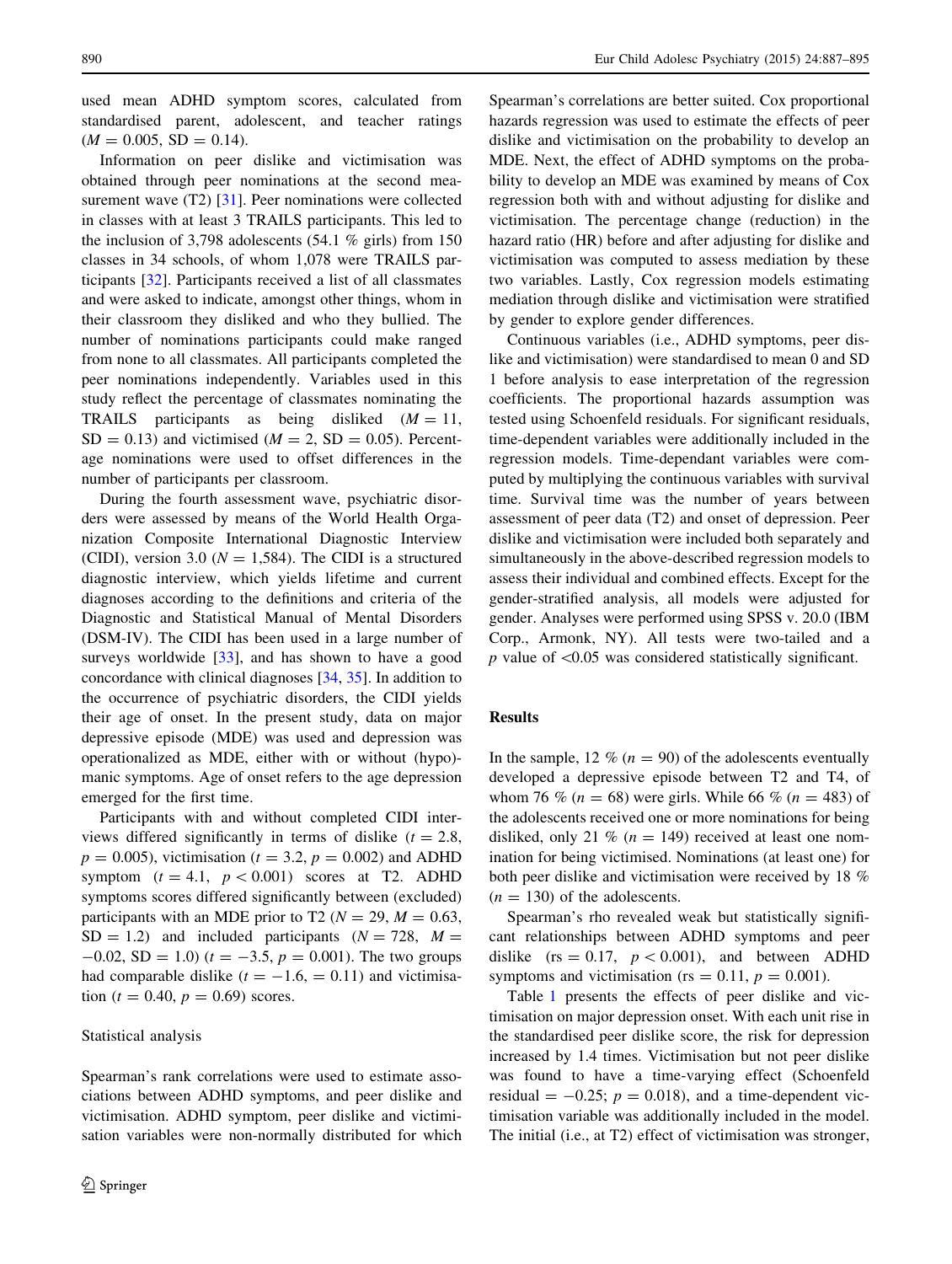used mean ADHD symptom scores, calculated from standardised parent, adolescent, and teacher ratings ($M = 0.005$, $SD = 0.14$).

Information on peer dislike and victimisation was obtained through peer nominations at the second measurement wave (T2) [31]. Peer nominations were collected in classes with at least 3 TRAILS participants. This led to the inclusion of 3,798 adolescents (54.1 % girls) from 150 classes in 34 schools, of whom 1,078 were TRAILS participants [32]. Participants received a list of all classmates and were asked to indicate, amongst other things, whom in their classroom they disliked and who they bullied. The number of nominations participants could make ranged from none to all classmates. All participants completed the peer nominations independently. Variables used in this study reflect the percentage of classmates nominating the TRAILS participants as being disliked ($M = 11$, $SD = 0.13$) and victimised ($M = 2$, $SD = 0.05$). Percentage nominations were used to offset differences in the number of participants per classroom.

During the fourth assessment wave, psychiatric disorders were assessed by means of the World Health Organization Composite International Diagnostic Interview (CIDI), version 3.0 ($N = 1{,}584$). The CIDI is a structured diagnostic interview, which yields lifetime and current diagnoses according to the definitions and criteria of the Diagnostic and Statistical Manual of Mental Disorders (DSM-IV). The CIDI has been used in a large number of surveys worldwide [33], and has shown to have a good concordance with clinical diagnoses [34, 35]. In addition to the occurrence of psychiatric disorders, the CIDI yields their age of onset. In the present study, data on major depressive episode (MDE) was used and depression was operationalized as MDE, either with or without (hypo)-manic symptoms. Age of onset refers to the age depression emerged for the first time.

Participants with and without completed CIDI interviews differed significantly in terms of dislike ($t = 2.8$, $p = 0.005$), victimisation ($t = 3.2$, $p = 0.002$) and ADHD symptom ($t = 4.1$, $p < 0.001$) scores at T2. ADHD symptoms scores differed significantly between (excluded) participants with an MDE prior to T2 ($N = 29$, $M = 0.63$, $SD = 1.2$) and included participants ($N = 728$, $M = -0.02$, $SD = 1.0$) ($t = -3.5$, $p = 0.001$). The two groups had comparable dislike ($t = -1.6$, $= 0.11$) and victimisation ($t = 0.40$, $p = 0.69$) scores.

### Statistical analysis

Spearman's rank correlations were used to estimate associations between ADHD symptoms, and peer dislike and victimisation. ADHD symptom, peer dislike and victimisation variables were non-normally distributed for which Spearman's correlations are better suited. Cox proportional hazards regression was used to estimate the effects of peer dislike and victimisation on the probability to develop an MDE. Next, the effect of ADHD symptoms on the probability to develop an MDE was examined by means of Cox regression both with and without adjusting for dislike and victimisation. The percentage change (reduction) in the hazard ratio (HR) before and after adjusting for dislike and victimisation was computed to assess mediation by these two variables. Lastly, Cox regression models estimating mediation through dislike and victimisation were stratified by gender to explore gender differences.

Continuous variables (i.e., ADHD symptoms, peer dislike and victimisation) were standardised to mean 0 and SD 1 before analysis to ease interpretation of the regression coefficients. The proportional hazards assumption was tested using Schoenfeld residuals. For significant residuals, time-dependent variables were additionally included in the regression models. Time-dependant variables were computed by multiplying the continuous variables with survival time. Survival time was the number of years between assessment of peer data (T2) and onset of depression. Peer dislike and victimisation were included both separately and simultaneously in the above-described regression models to assess their individual and combined effects. Except for the gender-stratified analysis, all models were adjusted for gender. Analyses were performed using SPSS v. 20.0 (IBM Corp., Armonk, NY). All tests were two-tailed and a $p$ value of $<0.05$ was considered statistically significant.

## Results

In the sample, 12 % ($n = 90$) of the adolescents eventually developed a depressive episode between T2 and T4, of whom 76 % ($n = 68$) were girls. While 66 % ($n = 483$) of the adolescents received one or more nominations for being disliked, only 21 % ($n = 149$) received at least one nomination for being victimised. Nominations (at least one) for both peer dislike and victimisation were received by 18 % ($n = 130$) of the adolescents.

Spearman's rho revealed weak but statistically significant relationships between ADHD symptoms and peer dislike ($rs = 0.17$, $p < 0.001$), and between ADHD symptoms and victimisation ($rs = 0.11$, $p = 0.001$).

Table 1 presents the effects of peer dislike and victimisation on major depression onset. With each unit rise in the standardised peer dislike score, the risk for depression increased by 1.4 times. Victimisation but not peer dislike was found to have a time-varying effect (Schoenfeld residual $= -0.25$; $p = 0.018$), and a time-dependent victimisation variable was additionally included in the model. The initial (i.e., at T2) effect of victimisation was stronger,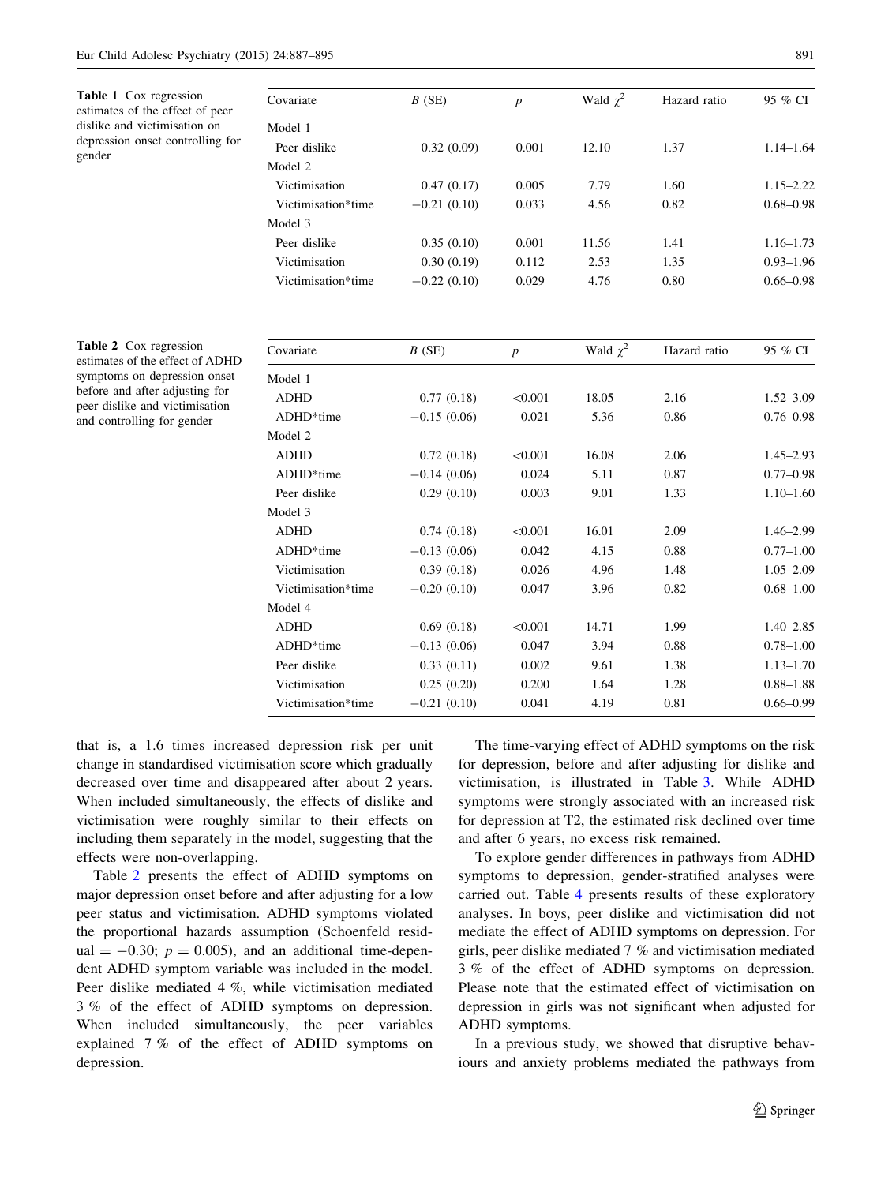**Table 1** Cox regression estimates of the effect of peer dislike and victimisation on depression onset controlling for gender

| Covariate | *B* (SE) | *p* | Wald $\chi^2$ | Hazard ratio | 95 % CI |
|---|---|---|---|---|---|
| Model 1 | | | | | |
| Peer dislike | 0.32 (0.09) | 0.001 | 12.10 | 1.37 | 1.14–1.64 |
| Model 2 | | | | | |
| Victimisation | 0.47 (0.17) | 0.005 | 7.79 | 1.60 | 1.15–2.22 |
| Victimisation*time | −0.21 (0.10) | 0.033 | 4.56 | 0.82 | 0.68–0.98 |
| Model 3 | | | | | |
| Peer dislike | 0.35 (0.10) | 0.001 | 11.56 | 1.41 | 1.16–1.73 |
| Victimisation | 0.30 (0.19) | 0.112 | 2.53 | 1.35 | 0.93–1.96 |
| Victimisation*time | −0.22 (0.10) | 0.029 | 4.76 | 0.80 | 0.66–0.98 |

**Table 2** Cox regression estimates of the effect of ADHD symptoms on depression onset before and after adjusting for peer dislike and victimisation and controlling for gender

| Covariate | *B* (SE) | *p* | Wald $\chi^2$ | Hazard ratio | 95 % CI |
|---|---|---|---|---|---|
| Model 1 | | | | | |
| ADHD | 0.77 (0.18) | <0.001 | 18.05 | 2.16 | 1.52–3.09 |
| ADHD*time | −0.15 (0.06) | 0.021 | 5.36 | 0.86 | 0.76–0.98 |
| Model 2 | | | | | |
| ADHD | 0.72 (0.18) | <0.001 | 16.08 | 2.06 | 1.45–2.93 |
| ADHD*time | −0.14 (0.06) | 0.024 | 5.11 | 0.87 | 0.77–0.98 |
| Peer dislike | 0.29 (0.10) | 0.003 | 9.01 | 1.33 | 1.10–1.60 |
| Model 3 | | | | | |
| ADHD | 0.74 (0.18) | <0.001 | 16.01 | 2.09 | 1.46–2.99 |
| ADHD*time | −0.13 (0.06) | 0.042 | 4.15 | 0.88 | 0.77–1.00 |
| Victimisation | 0.39 (0.18) | 0.026 | 4.96 | 1.48 | 1.05–2.09 |
| Victimisation*time | −0.20 (0.10) | 0.047 | 3.96 | 0.82 | 0.68–1.00 |
| Model 4 | | | | | |
| ADHD | 0.69 (0.18) | <0.001 | 14.71 | 1.99 | 1.40–2.85 |
| ADHD*time | −0.13 (0.06) | 0.047 | 3.94 | 0.88 | 0.78–1.00 |
| Peer dislike | 0.33 (0.11) | 0.002 | 9.61 | 1.38 | 1.13–1.70 |
| Victimisation | 0.25 (0.20) | 0.200 | 1.64 | 1.28 | 0.88–1.88 |
| Victimisation*time | −0.21 (0.10) | 0.041 | 4.19 | 0.81 | 0.66–0.99 |

that is, a 1.6 times increased depression risk per unit change in standardised victimisation score which gradually decreased over time and disappeared after about 2 years. When included simultaneously, the effects of dislike and victimisation were roughly similar to their effects on including them separately in the model, suggesting that the effects were non-overlapping.

Table 2 presents the effect of ADHD symptoms on major depression onset before and after adjusting for a low peer status and victimisation. ADHD symptoms violated the proportional hazards assumption (Schoenfeld residual = −0.30; $p = 0.005$), and an additional time-dependent ADHD symptom variable was included in the model. Peer dislike mediated 4 %, while victimisation mediated 3 % of the effect of ADHD symptoms on depression. When included simultaneously, the peer variables explained 7 % of the effect of ADHD symptoms on depression.

The time-varying effect of ADHD symptoms on the risk for depression, before and after adjusting for dislike and victimisation, is illustrated in Table 3. While ADHD symptoms were strongly associated with an increased risk for depression at T2, the estimated risk declined over time and after 6 years, no excess risk remained.

To explore gender differences in pathways from ADHD symptoms to depression, gender-stratified analyses were carried out. Table 4 presents results of these exploratory analyses. In boys, peer dislike and victimisation did not mediate the effect of ADHD symptoms on depression. For girls, peer dislike mediated 7 % and victimisation mediated 3 % of the effect of ADHD symptoms on depression. Please note that the estimated effect of victimisation on depression in girls was not significant when adjusted for ADHD symptoms.

In a previous study, we showed that disruptive behaviours and anxiety problems mediated the pathways from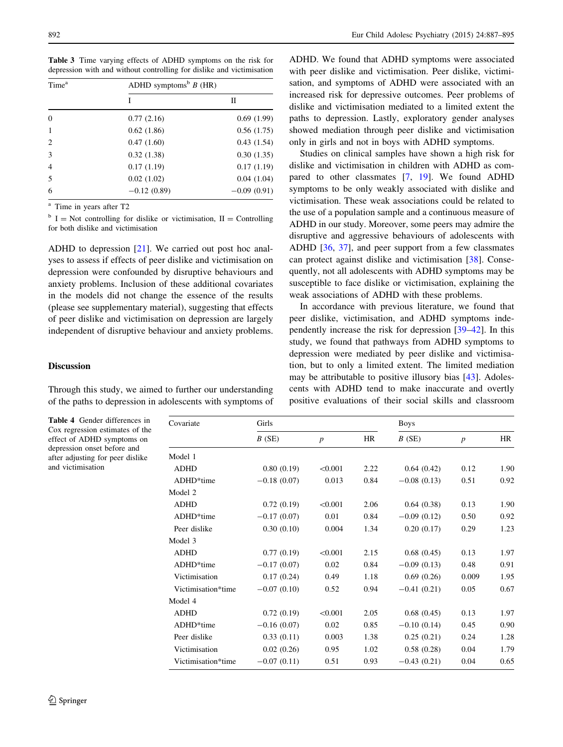**Table 3** Time varying effects of ADHD symptoms on the risk for depression with and without controlling for dislike and victimisation

| Time[a] | ADHD symptoms[b] $B$ (HR) | |
|---|---|---|
| | I | II |
| 0 | 0.77 (2.16) | 0.69 (1.99) |
| 1 | 0.62 (1.86) | 0.56 (1.75) |
| 2 | 0.47 (1.60) | 0.43 (1.54) |
| 3 | 0.32 (1.38) | 0.30 (1.35) |
| 4 | 0.17 (1.19) | 0.17 (1.19) |
| 5 | 0.02 (1.02) | 0.04 (1.04) |
| 6 | −0.12 (0.89) | −0.09 (0.91) |

[a] Time in years after T2

[b] I = Not controlling for dislike or victimisation, II = Controlling for both dislike and victimisation

ADHD to depression [21]. We carried out post hoc analyses to assess if effects of peer dislike and victimisation on depression were confounded by disruptive behaviours and anxiety problems. Inclusion of these additional covariates in the models did not change the essence of the results (please see supplementary material), suggesting that effects of peer dislike and victimisation on depression are largely independent of disruptive behaviour and anxiety problems.

## Discussion

Through this study, we aimed to further our understanding of the paths to depression in adolescents with symptoms of ADHD. We found that ADHD symptoms were associated with peer dislike and victimisation. Peer dislike, victimisation, and symptoms of ADHD were associated with an increased risk for depressive outcomes. Peer problems of dislike and victimisation mediated to a limited extent the paths to depression. Lastly, exploratory gender analyses showed mediation through peer dislike and victimisation only in girls and not in boys with ADHD symptoms.

Studies on clinical samples have shown a high risk for dislike and victimisation in children with ADHD as compared to other classmates [7, 19]. We found ADHD symptoms to be only weakly associated with dislike and victimisation. These weak associations could be related to the use of a population sample and a continuous measure of ADHD in our study. Moreover, some peers may admire the disruptive and aggressive behaviours of adolescents with ADHD [36, 37], and peer support from a few classmates can protect against dislike and victimisation [38]. Consequently, not all adolescents with ADHD symptoms may be susceptible to face dislike or victimisation, explaining the weak associations of ADHD with these problems.

In accordance with previous literature, we found that peer dislike, victimisation, and ADHD symptoms independently increase the risk for depression [39–42]. In this study, we found that pathways from ADHD symptoms to depression were mediated by peer dislike and victimisation, but to only a limited extent. The limited mediation may be attributable to positive illusory bias [43]. Adolescents with ADHD tend to make inaccurate and overtly positive evaluations of their social skills and classroom

**Table 4** Gender differences in Cox regression estimates of the effect of ADHD symptoms on depression onset before and after adjusting for peer dislike and victimisation

| Covariate | Girls | | | Boys | | |
|---|---|---|---|---|---|---|
| | $B$ (SE) | $p$ | HR | $B$ (SE) | $p$ | HR |
| Model 1 | | | | | | |
| ADHD | 0.80 (0.19) | <0.001 | 2.22 | 0.64 (0.42) | 0.12 | 1.90 |
| ADHD*time | −0.18 (0.07) | 0.013 | 0.84 | −0.08 (0.13) | 0.51 | 0.92 |
| Model 2 | | | | | | |
| ADHD | 0.72 (0.19) | <0.001 | 2.06 | 0.64 (0.38) | 0.13 | 1.90 |
| ADHD*time | −0.17 (0.07) | 0.01 | 0.84 | −0.09 (0.12) | 0.50 | 0.92 |
| Peer dislike | 0.30 (0.10) | 0.004 | 1.34 | 0.20 (0.17) | 0.29 | 1.23 |
| Model 3 | | | | | | |
| ADHD | 0.77 (0.19) | <0.001 | 2.15 | 0.68 (0.45) | 0.13 | 1.97 |
| ADHD*time | −0.17 (0.07) | 0.02 | 0.84 | −0.09 (0.13) | 0.48 | 0.91 |
| Victimisation | 0.17 (0.24) | 0.49 | 1.18 | 0.69 (0.26) | 0.009 | 1.95 |
| Victimisation*time | −0.07 (0.10) | 0.52 | 0.94 | −0.41 (0.21) | 0.05 | 0.67 |
| Model 4 | | | | | | |
| ADHD | 0.72 (0.19) | <0.001 | 2.05 | 0.68 (0.45) | 0.13 | 1.97 |
| ADHD*time | −0.16 (0.07) | 0.02 | 0.85 | −0.10 (0.14) | 0.45 | 0.90 |
| Peer dislike | 0.33 (0.11) | 0.003 | 1.38 | 0.25 (0.21) | 0.24 | 1.28 |
| Victimisation | 0.02 (0.26) | 0.95 | 1.02 | 0.58 (0.28) | 0.04 | 1.79 |
| Victimisation*time | −0.07 (0.11) | 0.51 | 0.93 | −0.43 (0.21) | 0.04 | 0.65 |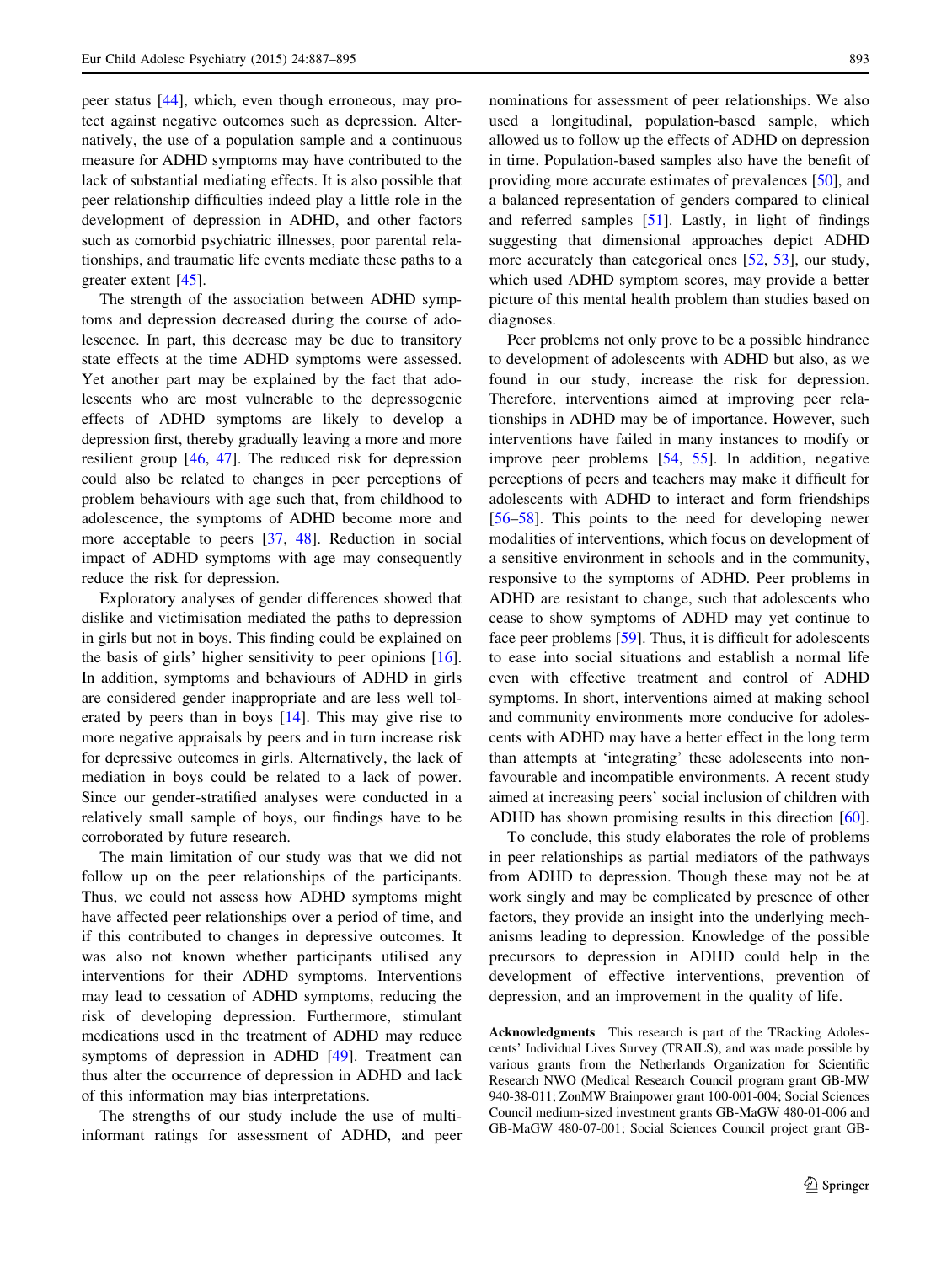peer status [44], which, even though erroneous, may protect against negative outcomes such as depression. Alternatively, the use of a population sample and a continuous measure for ADHD symptoms may have contributed to the lack of substantial mediating effects. It is also possible that peer relationship difficulties indeed play a little role in the development of depression in ADHD, and other factors such as comorbid psychiatric illnesses, poor parental relationships, and traumatic life events mediate these paths to a greater extent [45].

The strength of the association between ADHD symptoms and depression decreased during the course of adolescence. In part, this decrease may be due to transitory state effects at the time ADHD symptoms were assessed. Yet another part may be explained by the fact that adolescents who are most vulnerable to the depressogenic effects of ADHD symptoms are likely to develop a depression first, thereby gradually leaving a more and more resilient group [46, 47]. The reduced risk for depression could also be related to changes in peer perceptions of problem behaviours with age such that, from childhood to adolescence, the symptoms of ADHD become more and more acceptable to peers [37, 48]. Reduction in social impact of ADHD symptoms with age may consequently reduce the risk for depression.

Exploratory analyses of gender differences showed that dislike and victimisation mediated the paths to depression in girls but not in boys. This finding could be explained on the basis of girls' higher sensitivity to peer opinions [16]. In addition, symptoms and behaviours of ADHD in girls are considered gender inappropriate and are less well tolerated by peers than in boys [14]. This may give rise to more negative appraisals by peers and in turn increase risk for depressive outcomes in girls. Alternatively, the lack of mediation in boys could be related to a lack of power. Since our gender-stratified analyses were conducted in a relatively small sample of boys, our findings have to be corroborated by future research.

The main limitation of our study was that we did not follow up on the peer relationships of the participants. Thus, we could not assess how ADHD symptoms might have affected peer relationships over a period of time, and if this contributed to changes in depressive outcomes. It was also not known whether participants utilised any interventions for their ADHD symptoms. Interventions may lead to cessation of ADHD symptoms, reducing the risk of developing depression. Furthermore, stimulant medications used in the treatment of ADHD may reduce symptoms of depression in ADHD [49]. Treatment can thus alter the occurrence of depression in ADHD and lack of this information may bias interpretations.

The strengths of our study include the use of multi-informant ratings for assessment of ADHD, and peer nominations for assessment of peer relationships. We also used a longitudinal, population-based sample, which allowed us to follow up the effects of ADHD on depression in time. Population-based samples also have the benefit of providing more accurate estimates of prevalences [50], and a balanced representation of genders compared to clinical and referred samples [51]. Lastly, in light of findings suggesting that dimensional approaches depict ADHD more accurately than categorical ones [52, 53], our study, which used ADHD symptom scores, may provide a better picture of this mental health problem than studies based on diagnoses.

Peer problems not only prove to be a possible hindrance to development of adolescents with ADHD but also, as we found in our study, increase the risk for depression. Therefore, interventions aimed at improving peer relationships in ADHD may be of importance. However, such interventions have failed in many instances to modify or improve peer problems [54, 55]. In addition, negative perceptions of peers and teachers may make it difficult for adolescents with ADHD to interact and form friendships [56–58]. This points to the need for developing newer modalities of interventions, which focus on development of a sensitive environment in schools and in the community, responsive to the symptoms of ADHD. Peer problems in ADHD are resistant to change, such that adolescents who cease to show symptoms of ADHD may yet continue to face peer problems [59]. Thus, it is difficult for adolescents to ease into social situations and establish a normal life even with effective treatment and control of ADHD symptoms. In short, interventions aimed at making school and community environments more conducive for adolescents with ADHD may have a better effect in the long term than attempts at 'integrating' these adolescents into non-favourable and incompatible environments. A recent study aimed at increasing peers' social inclusion of children with ADHD has shown promising results in this direction [60].

To conclude, this study elaborates the role of problems in peer relationships as partial mediators of the pathways from ADHD to depression. Though these may not be at work singly and may be complicated by presence of other factors, they provide an insight into the underlying mechanisms leading to depression. Knowledge of the possible precursors to depression in ADHD could help in the development of effective interventions, prevention of depression, and an improvement in the quality of life.

**Acknowledgments** This research is part of the TRacking Adolescents' Individual Lives Survey (TRAILS), and was made possible by various grants from the Netherlands Organization for Scientific Research NWO (Medical Research Council program grant GB-MW 940-38-011; ZonMW Brainpower grant 100-001-004; Social Sciences Council medium-sized investment grants GB-MaGW 480-01-006 and GB-MaGW 480-07-001; Social Sciences Council project grant GB-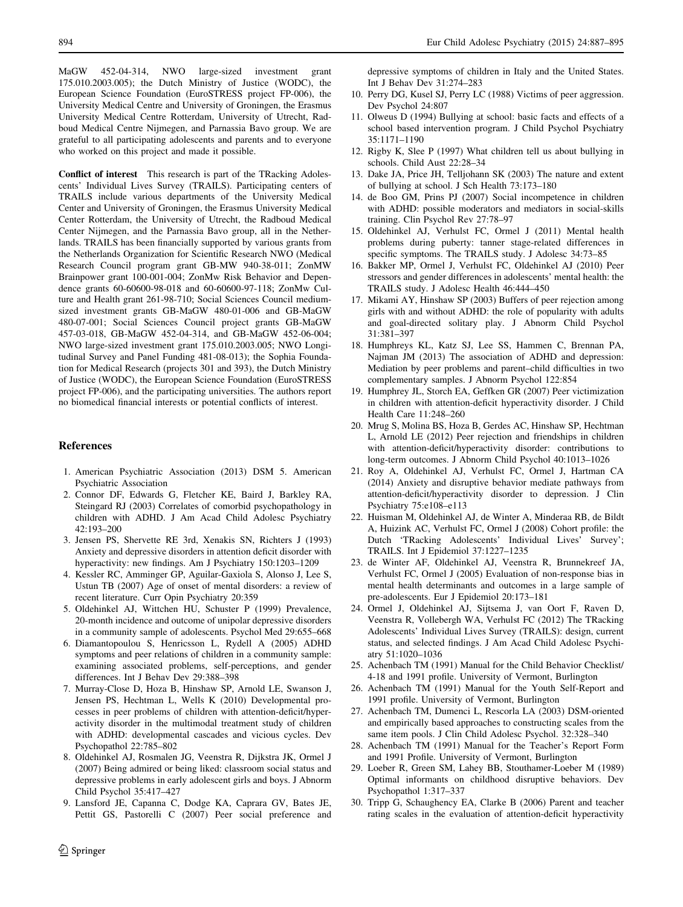MaGW 452-04-314, NWO large-sized investment grant 175.010.2003.005); the Dutch Ministry of Justice (WODC), the European Science Foundation (EuroSTRESS project FP-006), the University Medical Centre and University of Groningen, the Erasmus University Medical Centre Rotterdam, University of Utrecht, Radboud Medical Centre Nijmegen, and Parnassia Bavo group. We are grateful to all participating adolescents and parents and to everyone who worked on this project and made it possible.

**Conflict of interest** This research is part of the TRacking Adolescents' Individual Lives Survey (TRAILS). Participating centers of TRAILS include various departments of the University Medical Center and University of Groningen, the Erasmus University Medical Center Rotterdam, the University of Utrecht, the Radboud Medical Center Nijmegen, and the Parnassia Bavo group, all in the Netherlands. TRAILS has been financially supported by various grants from the Netherlands Organization for Scientific Research NWO (Medical Research Council program grant GB-MW 940-38-011; ZonMW Brainpower grant 100-001-004; ZonMw Risk Behavior and Dependence grants 60-60600-98-018 and 60-60600-97-118; ZonMw Culture and Health grant 261-98-710; Social Sciences Council medium-sized investment grants GB-MaGW 480-01-006 and GB-MaGW 480-07-001; Social Sciences Council project grants GB-MaGW 457-03-018, GB-MaGW 452-04-314, and GB-MaGW 452-06-004; NWO large-sized investment grant 175.010.2003.005; NWO Longitudinal Survey and Panel Funding 481-08-013); the Sophia Foundation for Medical Research (projects 301 and 393), the Dutch Ministry of Justice (WODC), the European Science Foundation (EuroSTRESS project FP-006), and the participating universities. The authors report no biomedical financial interests or potential conflicts of interest.

## References

1. American Psychiatric Association (2013) DSM 5. American Psychiatric Association
2. Connor DF, Edwards G, Fletcher KE, Baird J, Barkley RA, Steingard RJ (2003) Correlates of comorbid psychopathology in children with ADHD. J Am Acad Child Adolesc Psychiatry 42:193–200
3. Jensen PS, Shervette RE 3rd, Xenakis SN, Richters J (1993) Anxiety and depressive disorders in attention deficit disorder with hyperactivity: new findings. Am J Psychiatry 150:1203–1209
4. Kessler RC, Amminger GP, Aguilar-Gaxiola S, Alonso J, Lee S, Ustun TB (2007) Age of onset of mental disorders: a review of recent literature. Curr Opin Psychiatry 20:359
5. Oldehinkel AJ, Wittchen HU, Schuster P (1999) Prevalence, 20-month incidence and outcome of unipolar depressive disorders in a community sample of adolescents. Psychol Med 29:655–668
6. Diamantopoulou S, Henricsson L, Rydell A (2005) ADHD symptoms and peer relations of children in a community sample: examining associated problems, self-perceptions, and gender differences. Int J Behav Dev 29:388–398
7. Murray-Close D, Hoza B, Hinshaw SP, Arnold LE, Swanson J, Jensen PS, Hechtman L, Wells K (2010) Developmental processes in peer problems of children with attention-deficit/hyperactivity disorder in the multimodal treatment study of children with ADHD: developmental cascades and vicious cycles. Dev Psychopathol 22:785–802
8. Oldehinkel AJ, Rosmalen JG, Veenstra R, Dijkstra JK, Ormel J (2007) Being admired or being liked: classroom social status and depressive problems in early adolescent girls and boys. J Abnorm Child Psychol 35:417–427
9. Lansford JE, Capanna C, Dodge KA, Caprara GV, Bates JE, Pettit GS, Pastorelli C (2007) Peer social preference and depressive symptoms of children in Italy and the United States. Int J Behav Dev 31:274–283
10. Perry DG, Kusel SJ, Perry LC (1988) Victims of peer aggression. Dev Psychol 24:807
11. Olweus D (1994) Bullying at school: basic facts and effects of a school based intervention program. J Child Psychol Psychiatry 35:1171–1190
12. Rigby K, Slee P (1997) What children tell us about bullying in schools. Child Aust 22:28–34
13. Dake JA, Price JH, Telljohann SK (2003) The nature and extent of bullying at school. J Sch Health 73:173–180
14. de Boo GM, Prins PJ (2007) Social incompetence in children with ADHD: possible moderators and mediators in social-skills training. Clin Psychol Rev 27:78–97
15. Oldehinkel AJ, Verhulst FC, Ormel J (2011) Mental health problems during puberty: tanner stage-related differences in specific symptoms. The TRAILS study. J Adolesc 34:73–85
16. Bakker MP, Ormel J, Verhulst FC, Oldehinkel AJ (2010) Peer stressors and gender differences in adolescents' mental health: the TRAILS study. J Adolesc Health 46:444–450
17. Mikami AY, Hinshaw SP (2003) Buffers of peer rejection among girls with and without ADHD: the role of popularity with adults and goal-directed solitary play. J Abnorm Child Psychol 31:381–397
18. Humphreys KL, Katz SJ, Lee SS, Hammen C, Brennan PA, Najman JM (2013) The association of ADHD and depression: Mediation by peer problems and parent–child difficulties in two complementary samples. J Abnorm Psychol 122:854
19. Humphrey JL, Storch EA, Geffken GR (2007) Peer victimization in children with attention-deficit hyperactivity disorder. J Child Health Care 11:248–260
20. Mrug S, Molina BS, Hoza B, Gerdes AC, Hinshaw SP, Hechtman L, Arnold LE (2012) Peer rejection and friendships in children with attention-deficit/hyperactivity disorder: contributions to long-term outcomes. J Abnorm Child Psychol 40:1013–1026
21. Roy A, Oldehinkel AJ, Verhulst FC, Ormel J, Hartman CA (2014) Anxiety and disruptive behavior mediate pathways from attention-deficit/hyperactivity disorder to depression. J Clin Psychiatry 75:e108–e113
22. Huisman M, Oldehinkel AJ, de Winter A, Minderaa RB, de Bildt A, Huizink AC, Verhulst FC, Ormel J (2008) Cohort profile: the Dutch 'TRacking Adolescents' Individual Lives' Survey'; TRAILS. Int J Epidemiol 37:1227–1235
23. de Winter AF, Oldehinkel AJ, Veenstra R, Brunnekreef JA, Verhulst FC, Ormel J (2005) Evaluation of non-response bias in mental health determinants and outcomes in a large sample of pre-adolescents. Eur J Epidemiol 20:173–181
24. Ormel J, Oldehinkel AJ, Sijtsema J, van Oort F, Raven D, Veenstra R, Vollebergh WA, Verhulst FC (2012) The TRacking Adolescents' Individual Lives Survey (TRAILS): design, current status, and selected findings. J Am Acad Child Adolesc Psychiatry 51:1020–1036
25. Achenbach TM (1991) Manual for the Child Behavior Checklist/4-18 and 1991 profile. University of Vermont, Burlington
26. Achenbach TM (1991) Manual for the Youth Self-Report and 1991 profile. University of Vermont, Burlington
27. Achenbach TM, Dumenci L, Rescorla LA (2003) DSM-oriented and empirically based approaches to constructing scales from the same item pools. J Clin Child Adolesc Psychol. 32:328–340
28. Achenbach TM (1991) Manual for the Teacher's Report Form and 1991 Profile. University of Vermont, Burlington
29. Loeber R, Green SM, Lahey BB, Stouthamer-Loeber M (1989) Optimal informants on childhood disruptive behaviors. Dev Psychopathol 1:317–337
30. Tripp G, Schaughency EA, Clarke B (2006) Parent and teacher rating scales in the evaluation of attention-deficit hyperactivity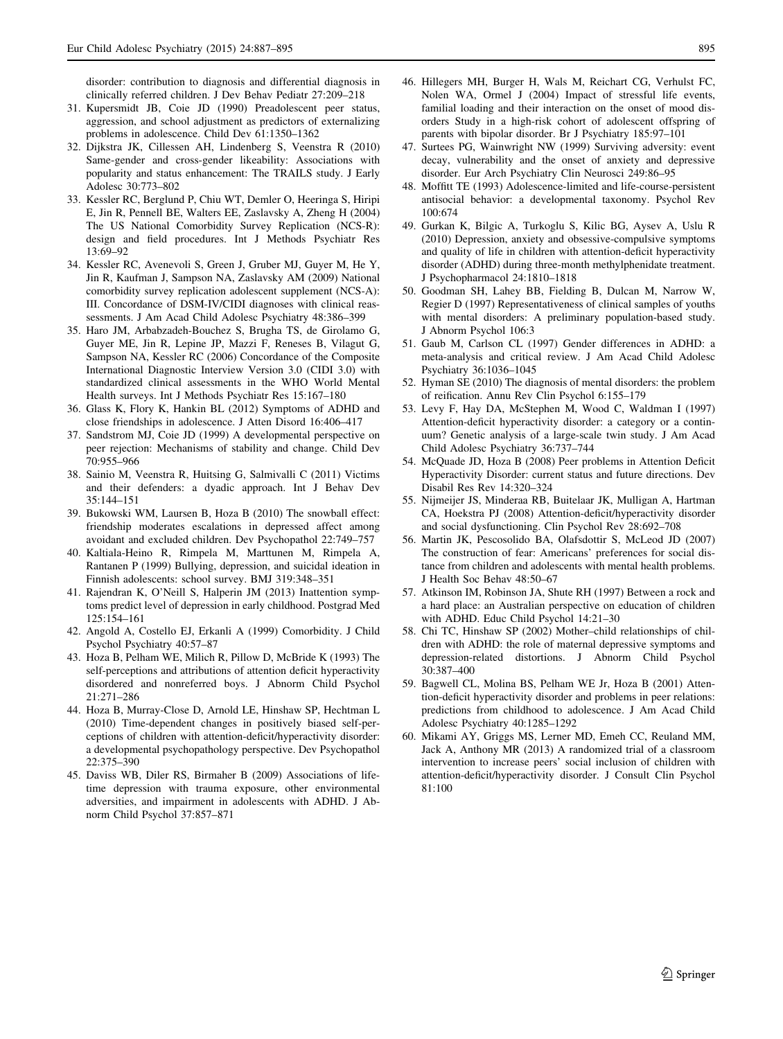disorder: contribution to diagnosis and differential diagnosis in clinically referred children. J Dev Behav Pediatr 27:209–218

31. Kupersmidt JB, Coie JD (1990) Preadolescent peer status, aggression, and school adjustment as predictors of externalizing problems in adolescence. Child Dev 61:1350–1362
32. Dijkstra JK, Cillessen AH, Lindenberg S, Veenstra R (2010) Same-gender and cross-gender likeability: Associations with popularity and status enhancement: The TRAILS study. J Early Adolesc 30:773–802
33. Kessler RC, Berglund P, Chiu WT, Demler O, Heeringa S, Hiripi E, Jin R, Pennell BE, Walters EE, Zaslavsky A, Zheng H (2004) The US National Comorbidity Survey Replication (NCS-R): design and field procedures. Int J Methods Psychiatr Res 13:69–92
34. Kessler RC, Avenevoli S, Green J, Gruber MJ, Guyer M, He Y, Jin R, Kaufman J, Sampson NA, Zaslavsky AM (2009) National comorbidity survey replication adolescent supplement (NCS-A): III. Concordance of DSM-IV/CIDI diagnoses with clinical reassessments. J Am Acad Child Adolesc Psychiatry 48:386–399
35. Haro JM, Arbabzadeh-Bouchez S, Brugha TS, de Girolamo G, Guyer ME, Jin R, Lepine JP, Mazzi F, Reneses B, Vilagut G, Sampson NA, Kessler RC (2006) Concordance of the Composite International Diagnostic Interview Version 3.0 (CIDI 3.0) with standardized clinical assessments in the WHO World Mental Health surveys. Int J Methods Psychiatr Res 15:167–180
36. Glass K, Flory K, Hankin BL (2012) Symptoms of ADHD and close friendships in adolescence. J Atten Disord 16:406–417
37. Sandstrom MJ, Coie JD (1999) A developmental perspective on peer rejection: Mechanisms of stability and change. Child Dev 70:955–966
38. Sainio M, Veenstra R, Huitsing G, Salmivalli C (2011) Victims and their defenders: a dyadic approach. Int J Behav Dev 35:144–151
39. Bukowski WM, Laursen B, Hoza B (2010) The snowball effect: friendship moderates escalations in depressed affect among avoidant and excluded children. Dev Psychopathol 22:749–757
40. Kaltiala-Heino R, Rimpela M, Marttunen M, Rimpela A, Rantanen P (1999) Bullying, depression, and suicidal ideation in Finnish adolescents: school survey. BMJ 319:348–351
41. Rajendran K, O'Neill S, Halperin JM (2013) Inattention symptoms predict level of depression in early childhood. Postgrad Med 125:154–161
42. Angold A, Costello EJ, Erkanli A (1999) Comorbidity. J Child Psychol Psychiatry 40:57–87
43. Hoza B, Pelham WE, Milich R, Pillow D, McBride K (1993) The self-perceptions and attributions of attention deficit hyperactivity disordered and nonreferred boys. J Abnorm Child Psychol 21:271–286
44. Hoza B, Murray-Close D, Arnold LE, Hinshaw SP, Hechtman L (2010) Time-dependent changes in positively biased self-perceptions of children with attention-deficit/hyperactivity disorder: a developmental psychopathology perspective. Dev Psychopathol 22:375–390
45. Daviss WB, Diler RS, Birmaher B (2009) Associations of lifetime depression with trauma exposure, other environmental adversities, and impairment in adolescents with ADHD. J Abnorm Child Psychol 37:857–871
46. Hillegers MH, Burger H, Wals M, Reichart CG, Verhulst FC, Nolen WA, Ormel J (2004) Impact of stressful life events, familial loading and their interaction on the onset of mood disorders Study in a high-risk cohort of adolescent offspring of parents with bipolar disorder. Br J Psychiatry 185:97–101
47. Surtees PG, Wainwright NW (1999) Surviving adversity: event decay, vulnerability and the onset of anxiety and depressive disorder. Eur Arch Psychiatry Clin Neurosci 249:86–95
48. Moffitt TE (1993) Adolescence-limited and life-course-persistent antisocial behavior: a developmental taxonomy. Psychol Rev 100:674
49. Gurkan K, Bilgic A, Turkoglu S, Kilic BG, Aysev A, Uslu R (2010) Depression, anxiety and obsessive-compulsive symptoms and quality of life in children with attention-deficit hyperactivity disorder (ADHD) during three-month methylphenidate treatment. J Psychopharmacol 24:1810–1818
50. Goodman SH, Lahey BB, Fielding B, Dulcan M, Narrow W, Regier D (1997) Representativeness of clinical samples of youths with mental disorders: A preliminary population-based study. J Abnorm Psychol 106:3
51. Gaub M, Carlson CL (1997) Gender differences in ADHD: a meta-analysis and critical review. J Am Acad Child Adolesc Psychiatry 36:1036–1045
52. Hyman SE (2010) The diagnosis of mental disorders: the problem of reification. Annu Rev Clin Psychol 6:155–179
53. Levy F, Hay DA, McStephen M, Wood C, Waldman I (1997) Attention-deficit hyperactivity disorder: a category or a continuum? Genetic analysis of a large-scale twin study. J Am Acad Child Adolesc Psychiatry 36:737–744
54. McQuade JD, Hoza B (2008) Peer problems in Attention Deficit Hyperactivity Disorder: current status and future directions. Dev Disabil Res Rev 14:320–324
55. Nijmeijer JS, Minderaa RB, Buitelaar JK, Mulligan A, Hartman CA, Hoekstra PJ (2008) Attention-deficit/hyperactivity disorder and social dysfunctioning. Clin Psychol Rev 28:692–708
56. Martin JK, Pescosolido BA, Olafsdottir S, McLeod JD (2007) The construction of fear: Americans' preferences for social distance from children and adolescents with mental health problems. J Health Soc Behav 48:50–67
57. Atkinson IM, Robinson JA, Shute RH (1997) Between a rock and a hard place: an Australian perspective on education of children with ADHD. Educ Child Psychol 14:21–30
58. Chi TC, Hinshaw SP (2002) Mother–child relationships of children with ADHD: the role of maternal depressive symptoms and depression-related distortions. J Abnorm Child Psychol 30:387–400
59. Bagwell CL, Molina BS, Pelham WE Jr, Hoza B (2001) Attention-deficit hyperactivity disorder and problems in peer relations: predictions from childhood to adolescence. J Am Acad Child Adolesc Psychiatry 40:1285–1292
60. Mikami AY, Griggs MS, Lerner MD, Emeh CC, Reuland MM, Jack A, Anthony MR (2013) A randomized trial of a classroom intervention to increase peers' social inclusion of children with attention-deficit/hyperactivity disorder. J Consult Clin Psychol 81:100